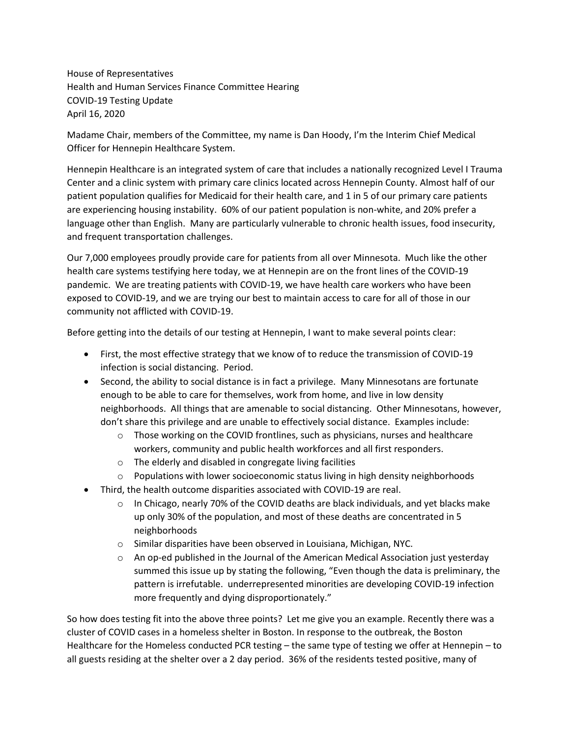House of Representatives
Health and Human Services Finance Committee Hearing
COVID-19 Testing Update
April 16, 2020

Madame Chair, members of the Committee, my name is Dan Hoody, I'm the Interim Chief Medical Officer for Hennepin Healthcare System.

Hennepin Healthcare is an integrated system of care that includes a nationally recognized Level I Trauma Center and a clinic system with primary care clinics located across Hennepin County. Almost half of our patient population qualifies for Medicaid for their health care, and 1 in 5 of our primary care patients are experiencing housing instability. 60% of our patient population is non-white, and 20% prefer a language other than English. Many are particularly vulnerable to chronic health issues, food insecurity, and frequent transportation challenges.

Our 7,000 employees proudly provide care for patients from all over Minnesota. Much like the other health care systems testifying here today, we at Hennepin are on the front lines of the COVID-19 pandemic. We are treating patients with COVID-19, we have health care workers who have been exposed to COVID-19, and we are trying our best to maintain access to care for all of those in our community not afflicted with COVID-19.

Before getting into the details of our testing at Hennepin, I want to make several points clear:

- First, the most effective strategy that we know of to reduce the transmission of COVID-19 infection is social distancing. Period.
- Second, the ability to social distance is in fact a privilege. Many Minnesotans are fortunate enough to be able to care for themselves, work from home, and live in low density neighborhoods. All things that are amenable to social distancing. Other Minnesotans, however, don't share this privilege and are unable to effectively social distance. Examples include:
  - Those working on the COVID frontlines, such as physicians, nurses and healthcare workers, community and public health workforces and all first responders.
  - The elderly and disabled in congregate living facilities
  - Populations with lower socioeconomic status living in high density neighborhoods
- Third, the health outcome disparities associated with COVID-19 are real.
  - In Chicago, nearly 70% of the COVID deaths are black individuals, and yet blacks make up only 30% of the population, and most of these deaths are concentrated in 5 neighborhoods
  - Similar disparities have been observed in Louisiana, Michigan, NYC.
  - An op-ed published in the Journal of the American Medical Association just yesterday summed this issue up by stating the following, "Even though the data is preliminary, the pattern is irrefutable. underrepresented minorities are developing COVID-19 infection more frequently and dying disproportionately."

So how does testing fit into the above three points? Let me give you an example. Recently there was a cluster of COVID cases in a homeless shelter in Boston. In response to the outbreak, the Boston Healthcare for the Homeless conducted PCR testing – the same type of testing we offer at Hennepin – to all guests residing at the shelter over a 2 day period. 36% of the residents tested positive, many of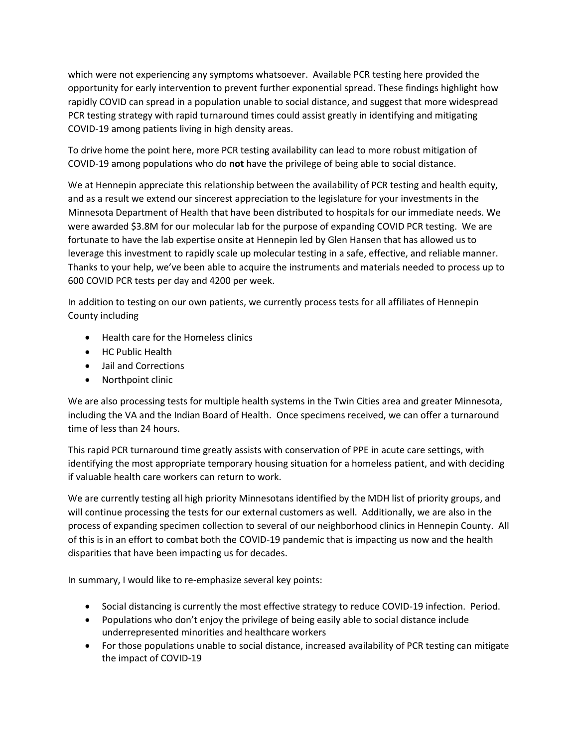which were not experiencing any symptoms whatsoever. Available PCR testing here provided the opportunity for early intervention to prevent further exponential spread. These findings highlight how rapidly COVID can spread in a population unable to social distance, and suggest that more widespread PCR testing strategy with rapid turnaround times could assist greatly in identifying and mitigating COVID-19 among patients living in high density areas.

To drive home the point here, more PCR testing availability can lead to more robust mitigation of COVID-19 among populations who do **not** have the privilege of being able to social distance.

We at Hennepin appreciate this relationship between the availability of PCR testing and health equity, and as a result we extend our sincerest appreciation to the legislature for your investments in the Minnesota Department of Health that have been distributed to hospitals for our immediate needs. We were awarded $3.8M for our molecular lab for the purpose of expanding COVID PCR testing. We are fortunate to have the lab expertise onsite at Hennepin led by Glen Hansen that has allowed us to leverage this investment to rapidly scale up molecular testing in a safe, effective, and reliable manner. Thanks to your help, we've been able to acquire the instruments and materials needed to process up to 600 COVID PCR tests per day and 4200 per week.

In addition to testing on our own patients, we currently process tests for all affiliates of Hennepin County including

- Health care for the Homeless clinics
- HC Public Health
- Jail and Corrections
- Northpoint clinic

We are also processing tests for multiple health systems in the Twin Cities area and greater Minnesota, including the VA and the Indian Board of Health. Once specimens received, we can offer a turnaround time of less than 24 hours.

This rapid PCR turnaround time greatly assists with conservation of PPE in acute care settings, with identifying the most appropriate temporary housing situation for a homeless patient, and with deciding if valuable health care workers can return to work.

We are currently testing all high priority Minnesotans identified by the MDH list of priority groups, and will continue processing the tests for our external customers as well. Additionally, we are also in the process of expanding specimen collection to several of our neighborhood clinics in Hennepin County. All of this is in an effort to combat both the COVID-19 pandemic that is impacting us now and the health disparities that have been impacting us for decades.

In summary, I would like to re-emphasize several key points:

- Social distancing is currently the most effective strategy to reduce COVID-19 infection. Period.
- Populations who don't enjoy the privilege of being easily able to social distance include underrepresented minorities and healthcare workers
- For those populations unable to social distance, increased availability of PCR testing can mitigate the impact of COVID-19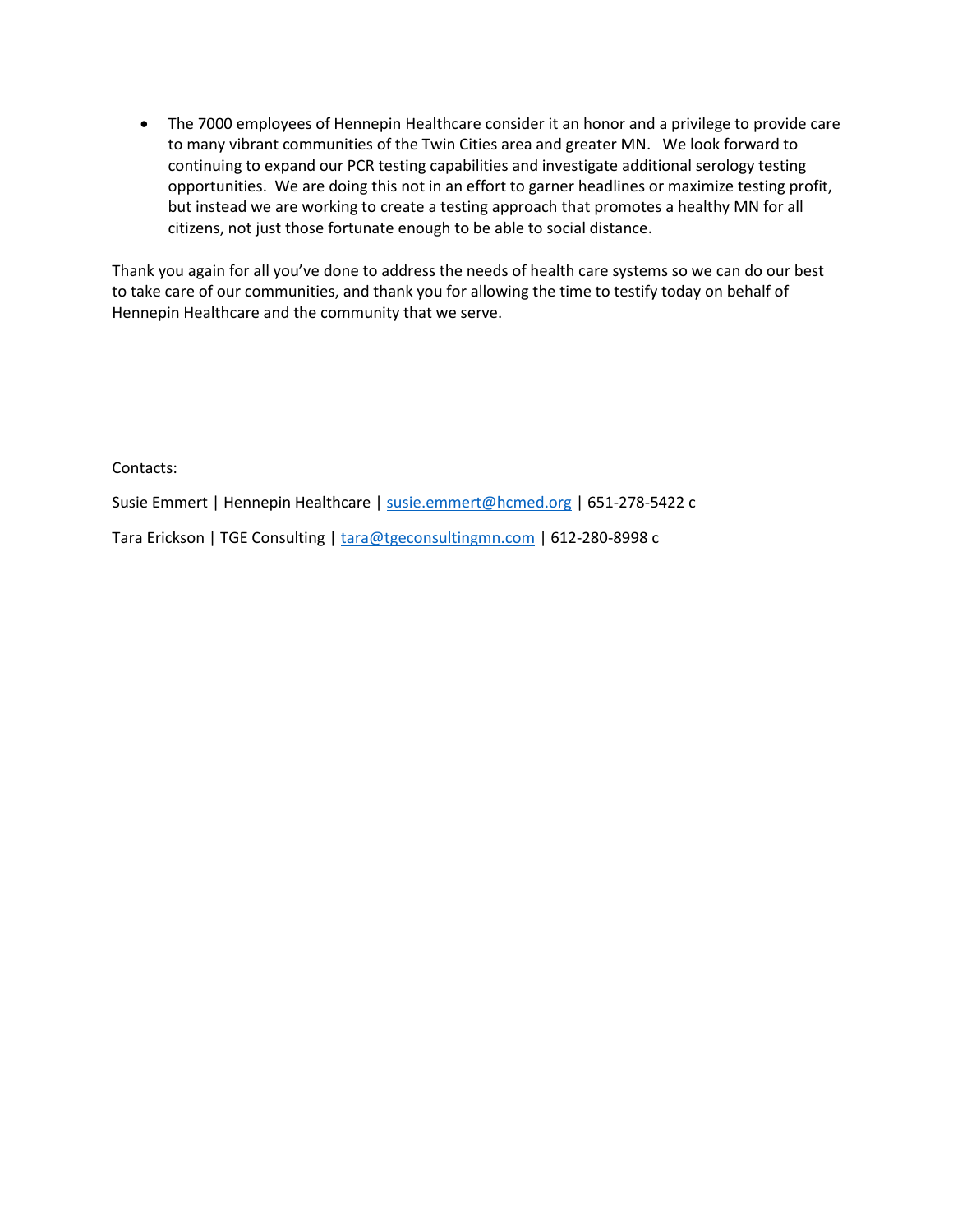- The 7000 employees of Hennepin Healthcare consider it an honor and a privilege to provide care to many vibrant communities of the Twin Cities area and greater MN. We look forward to continuing to expand our PCR testing capabilities and investigate additional serology testing opportunities. We are doing this not in an effort to garner headlines or maximize testing profit, but instead we are working to create a testing approach that promotes a healthy MN for all citizens, not just those fortunate enough to be able to social distance.

Thank you again for all you've done to address the needs of health care systems so we can do our best to take care of our communities, and thank you for allowing the time to testify today on behalf of Hennepin Healthcare and the community that we serve.

Contacts:

Susie Emmert | Hennepin Healthcare | susie.emmert@hcmed.org | 651-278-5422 c

Tara Erickson | TGE Consulting | tara@tgeconsultingmn.com | 612-280-8998 c